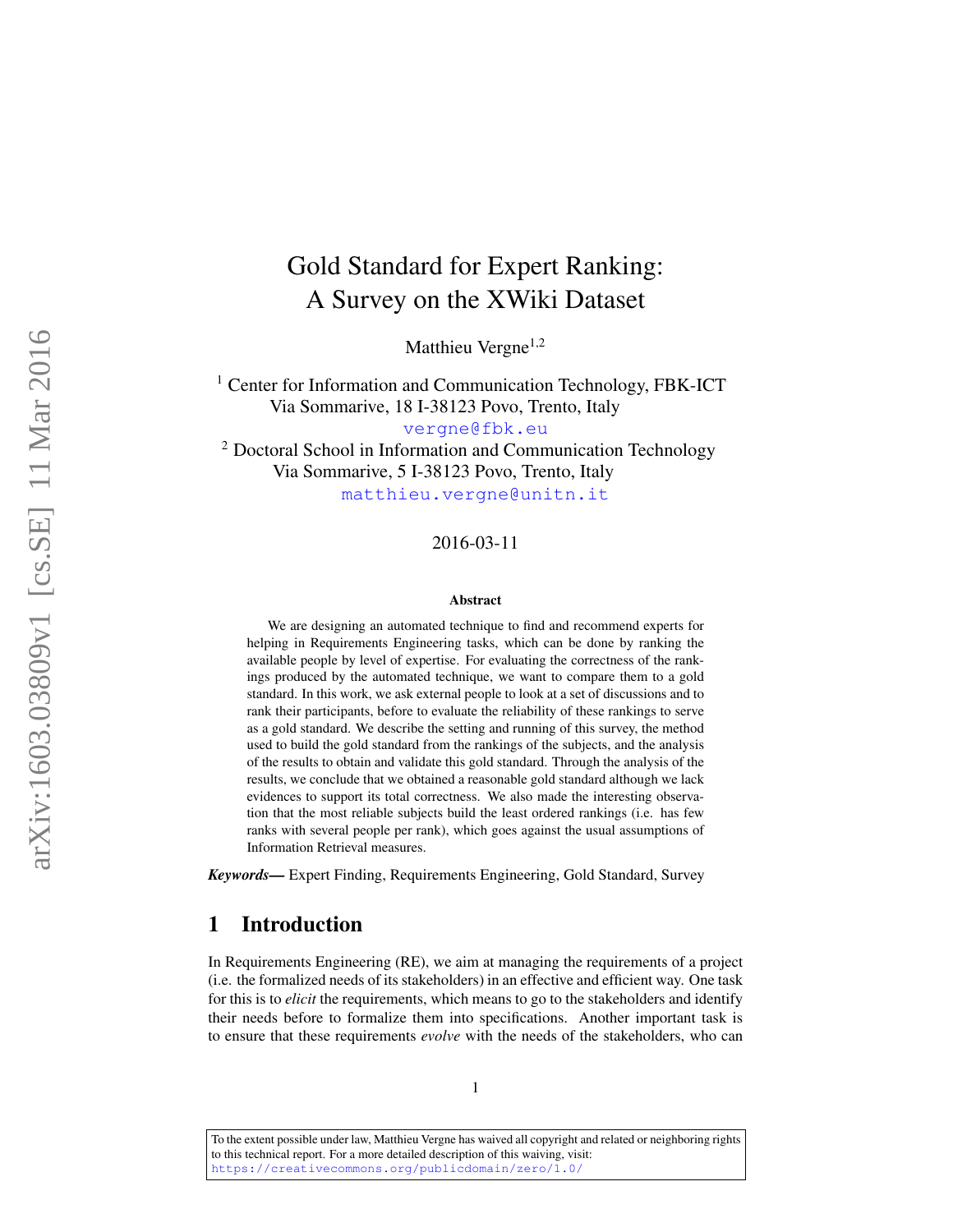# Gold Standard for Expert Ranking: A Survey on the XWiki Dataset

Matthieu Vergne[1,2]

[1] Center for Information and Communication Technology, FBK-ICT
Via Sommarive, 18 I-38123 Povo, Trento, Italy
vergne@fbk.eu

[2] Doctoral School in Information and Communication Technology
Via Sommarive, 5 I-38123 Povo, Trento, Italy
matthieu.vergne@unitn.it

2016-03-11

### Abstract

We are designing an automated technique to find and recommend experts for helping in Requirements Engineering tasks, which can be done by ranking the available people by level of expertise. For evaluating the correctness of the rankings produced by the automated technique, we want to compare them to a gold standard. In this work, we ask external people to look at a set of discussions and to rank their participants, before to evaluate the reliability of these rankings to serve as a gold standard. We describe the setting and running of this survey, the method used to build the gold standard from the rankings of the subjects, and the analysis of the results to obtain and validate this gold standard. Through the analysis of the results, we conclude that we obtained a reasonable gold standard although we lack evidences to support its total correctness. We also made the interesting observation that the most reliable subjects build the least ordered rankings (i.e. has few ranks with several people per rank), which goes against the usual assumptions of Information Retrieval measures.

***Keywords*—** Expert Finding, Requirements Engineering, Gold Standard, Survey

## 1 Introduction

In Requirements Engineering (RE), we aim at managing the requirements of a project (i.e. the formalized needs of its stakeholders) in an effective and efficient way. One task for this is to *elicit* the requirements, which means to go to the stakeholders and identify their needs before to formalize them into specifications. Another important task is to ensure that these requirements *evolve* with the needs of the stakeholders, who can

To the extent possible under law, Matthieu Vergne has waived all copyright and related or neighboring rights to this technical report. For a more detailed description of this waiving, visit: https://creativecommons.org/publicdomain/zero/1.0/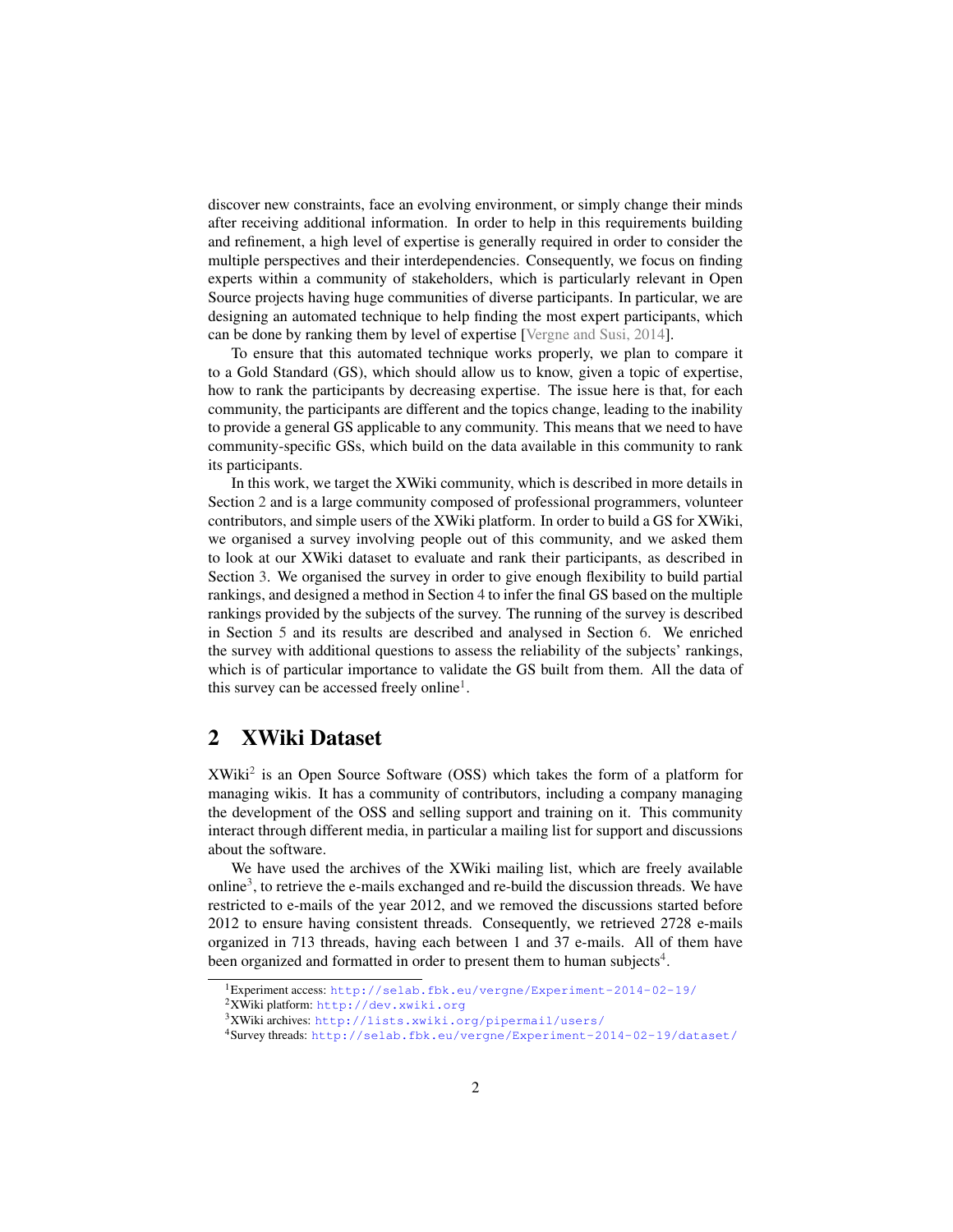discover new constraints, face an evolving environment, or simply change their minds after receiving additional information. In order to help in this requirements building and refinement, a high level of expertise is generally required in order to consider the multiple perspectives and their interdependencies. Consequently, we focus on finding experts within a community of stakeholders, which is particularly relevant in Open Source projects having huge communities of diverse participants. In particular, we are designing an automated technique to help finding the most expert participants, which can be done by ranking them by level of expertise [Vergne and Susi, 2014].

To ensure that this automated technique works properly, we plan to compare it to a Gold Standard (GS), which should allow us to know, given a topic of expertise, how to rank the participants by decreasing expertise. The issue here is that, for each community, the participants are different and the topics change, leading to the inability to provide a general GS applicable to any community. This means that we need to have community-specific GSs, which build on the data available in this community to rank its participants.

In this work, we target the XWiki community, which is described in more details in Section 2 and is a large community composed of professional programmers, volunteer contributors, and simple users of the XWiki platform. In order to build a GS for XWiki, we organised a survey involving people out of this community, and we asked them to look at our XWiki dataset to evaluate and rank their participants, as described in Section 3. We organised the survey in order to give enough flexibility to build partial rankings, and designed a method in Section 4 to infer the final GS based on the multiple rankings provided by the subjects of the survey. The running of the survey is described in Section 5 and its results are described and analysed in Section 6. We enriched the survey with additional questions to assess the reliability of the subjects' rankings, which is of particular importance to validate the GS built from them. All the data of this survey can be accessed freely online[1].

## 2 XWiki Dataset

XWiki[2] is an Open Source Software (OSS) which takes the form of a platform for managing wikis. It has a community of contributors, including a company managing the development of the OSS and selling support and training on it. This community interact through different media, in particular a mailing list for support and discussions about the software.

We have used the archives of the XWiki mailing list, which are freely available online[3], to retrieve the e-mails exchanged and re-build the discussion threads. We have restricted to e-mails of the year 2012, and we removed the discussions started before 2012 to ensure having consistent threads. Consequently, we retrieved 2728 e-mails organized in 713 threads, having each between 1 and 37 e-mails. All of them have been organized and formatted in order to present them to human subjects[4].

---

[1] Experiment access: http://selab.fbk.eu/vergne/Experiment-2014-02-19/

[2] XWiki platform: http://dev.xwiki.org

[3] XWiki archives: http://lists.xwiki.org/pipermail/users/

[4] Survey threads: http://selab.fbk.eu/vergne/Experiment-2014-02-19/dataset/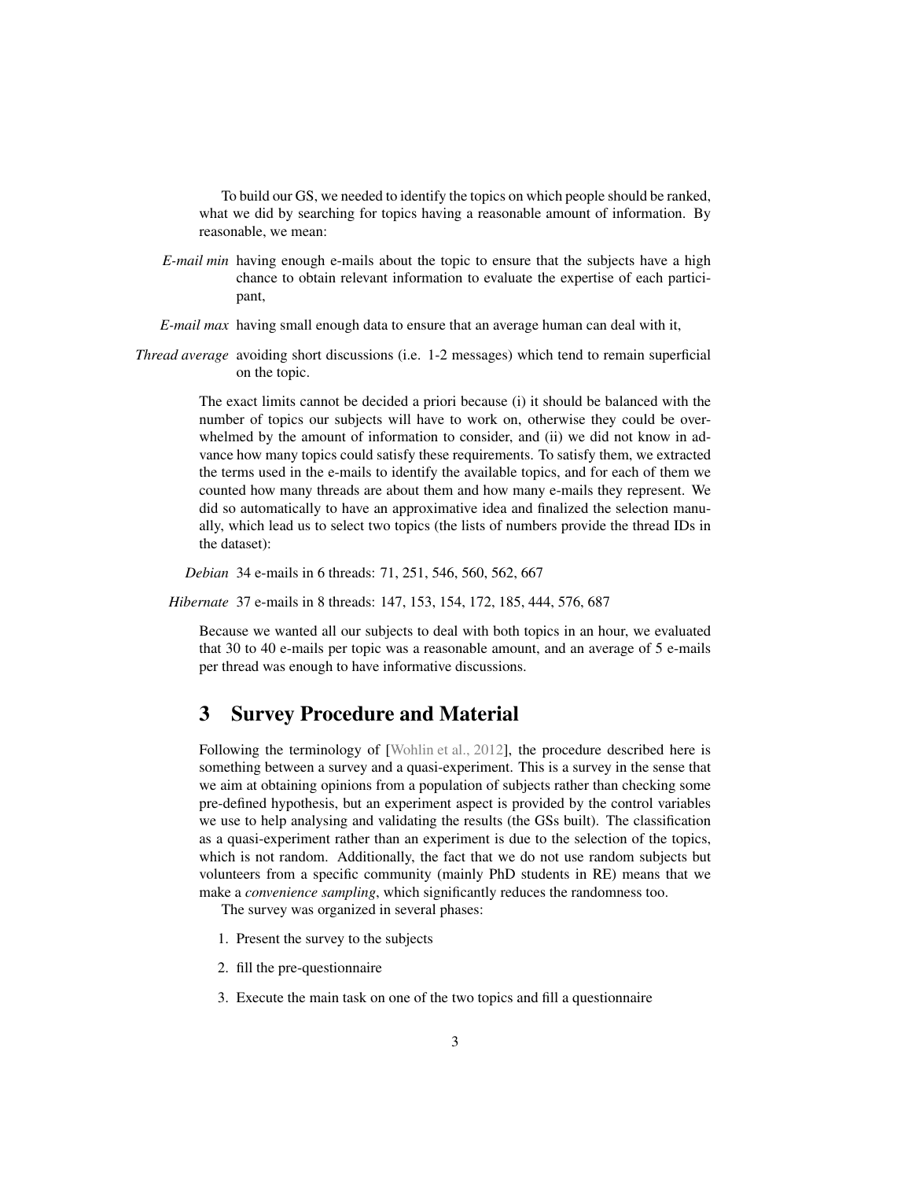To build our GS, we needed to identify the topics on which people should be ranked, what we did by searching for topics having a reasonable amount of information. By reasonable, we mean:

*E-mail min* having enough e-mails about the topic to ensure that the subjects have a high chance to obtain relevant information to evaluate the expertise of each participant,

*E-mail max* having small enough data to ensure that an average human can deal with it,

*Thread average* avoiding short discussions (i.e. 1-2 messages) which tend to remain superficial on the topic.

The exact limits cannot be decided a priori because (i) it should be balanced with the number of topics our subjects will have to work on, otherwise they could be overwhelmed by the amount of information to consider, and (ii) we did not know in advance how many topics could satisfy these requirements. To satisfy them, we extracted the terms used in the e-mails to identify the available topics, and for each of them we counted how many threads are about them and how many e-mails they represent. We did so automatically to have an approximative idea and finalized the selection manually, which lead us to select two topics (the lists of numbers provide the thread IDs in the dataset):

*Debian* 34 e-mails in 6 threads: 71, 251, 546, 560, 562, 667

*Hibernate* 37 e-mails in 8 threads: 147, 153, 154, 172, 185, 444, 576, 687

Because we wanted all our subjects to deal with both topics in an hour, we evaluated that 30 to 40 e-mails per topic was a reasonable amount, and an average of 5 e-mails per thread was enough to have informative discussions.

## 3 Survey Procedure and Material

Following the terminology of [Wohlin et al., 2012], the procedure described here is something between a survey and a quasi-experiment. This is a survey in the sense that we aim at obtaining opinions from a population of subjects rather than checking some pre-defined hypothesis, but an experiment aspect is provided by the control variables we use to help analysing and validating the results (the GSs built). The classification as a quasi-experiment rather than an experiment is due to the selection of the topics, which is not random. Additionally, the fact that we do not use random subjects but volunteers from a specific community (mainly PhD students in RE) means that we make a *convenience sampling*, which significantly reduces the randomness too.

The survey was organized in several phases:

1. Present the survey to the subjects
2. fill the pre-questionnaire
3. Execute the main task on one of the two topics and fill a questionnaire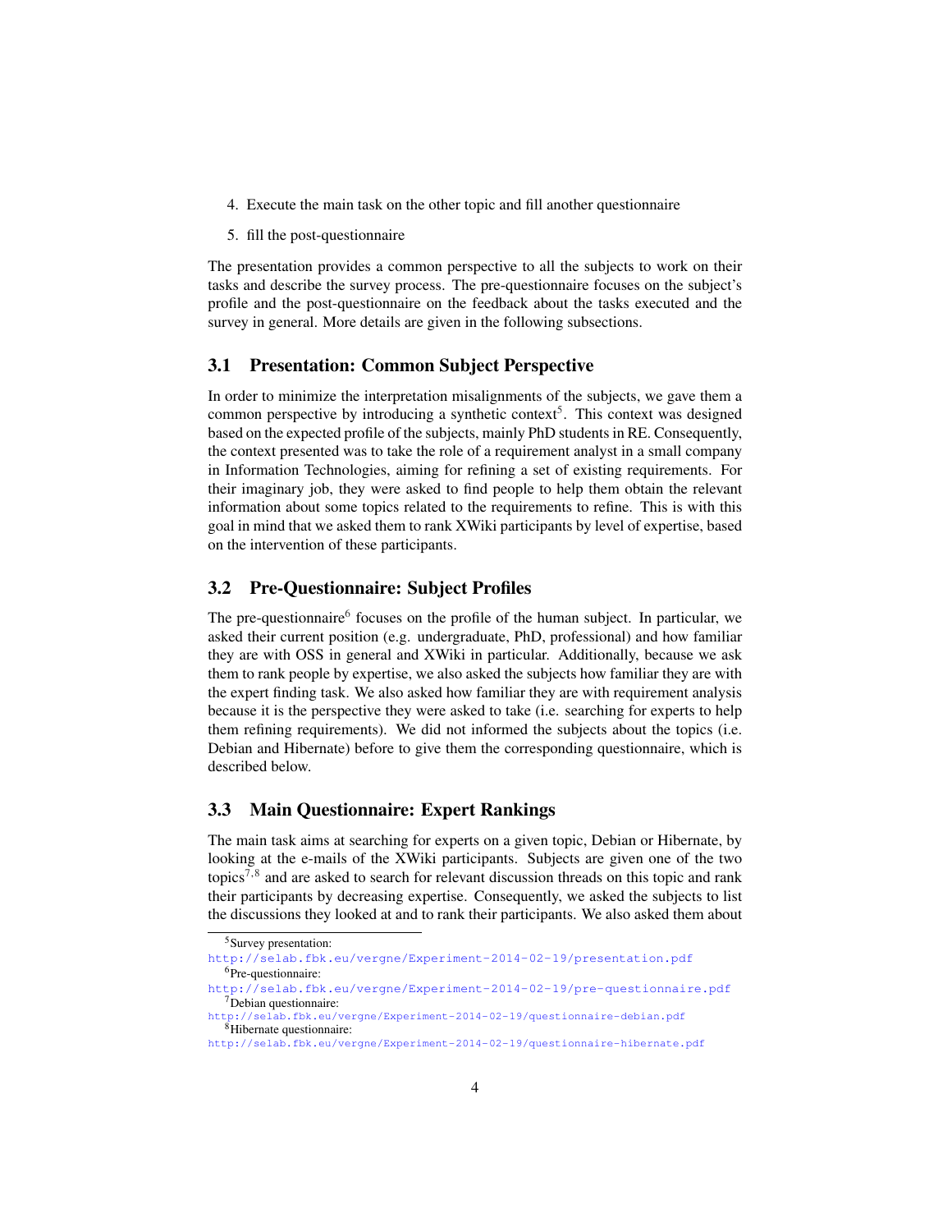4. Execute the main task on the other topic and fill another questionnaire
5. fill the post-questionnaire

The presentation provides a common perspective to all the subjects to work on their tasks and describe the survey process. The pre-questionnaire focuses on the subject's profile and the post-questionnaire on the feedback about the tasks executed and the survey in general. More details are given in the following subsections.

## 3.1 Presentation: Common Subject Perspective

In order to minimize the interpretation misalignments of the subjects, we gave them a common perspective by introducing a synthetic context[5]. This context was designed based on the expected profile of the subjects, mainly PhD students in RE. Consequently, the context presented was to take the role of a requirement analyst in a small company in Information Technologies, aiming for refining a set of existing requirements. For their imaginary job, they were asked to find people to help them obtain the relevant information about some topics related to the requirements to refine. This is with this goal in mind that we asked them to rank XWiki participants by level of expertise, based on the intervention of these participants.

## 3.2 Pre-Questionnaire: Subject Profiles

The pre-questionnaire[6] focuses on the profile of the human subject. In particular, we asked their current position (e.g. undergraduate, PhD, professional) and how familiar they are with OSS in general and XWiki in particular. Additionally, because we ask them to rank people by expertise, we also asked the subjects how familiar they are with the expert finding task. We also asked how familiar they are with requirement analysis because it is the perspective they were asked to take (i.e. searching for experts to help them refining requirements). We did not informed the subjects about the topics (i.e. Debian and Hibernate) before to give them the corresponding questionnaire, which is described below.

## 3.3 Main Questionnaire: Expert Rankings

The main task aims at searching for experts on a given topic, Debian or Hibernate, by looking at the e-mails of the XWiki participants. Subjects are given one of the two topics[7,8] and are asked to search for relevant discussion threads on this topic and rank their participants by decreasing expertise. Consequently, we asked the subjects to list the discussions they looked at and to rank their participants. We also asked them about

[5] Survey presentation:
http://selab.fbk.eu/vergne/Experiment-2014-02-19/presentation.pdf

[6] Pre-questionnaire:
http://selab.fbk.eu/vergne/Experiment-2014-02-19/pre-questionnaire.pdf

[7] Debian questionnaire:
http://selab.fbk.eu/vergne/Experiment-2014-02-19/questionnaire-debian.pdf

[8] Hibernate questionnaire:
http://selab.fbk.eu/vergne/Experiment-2014-02-19/questionnaire-hibernate.pdf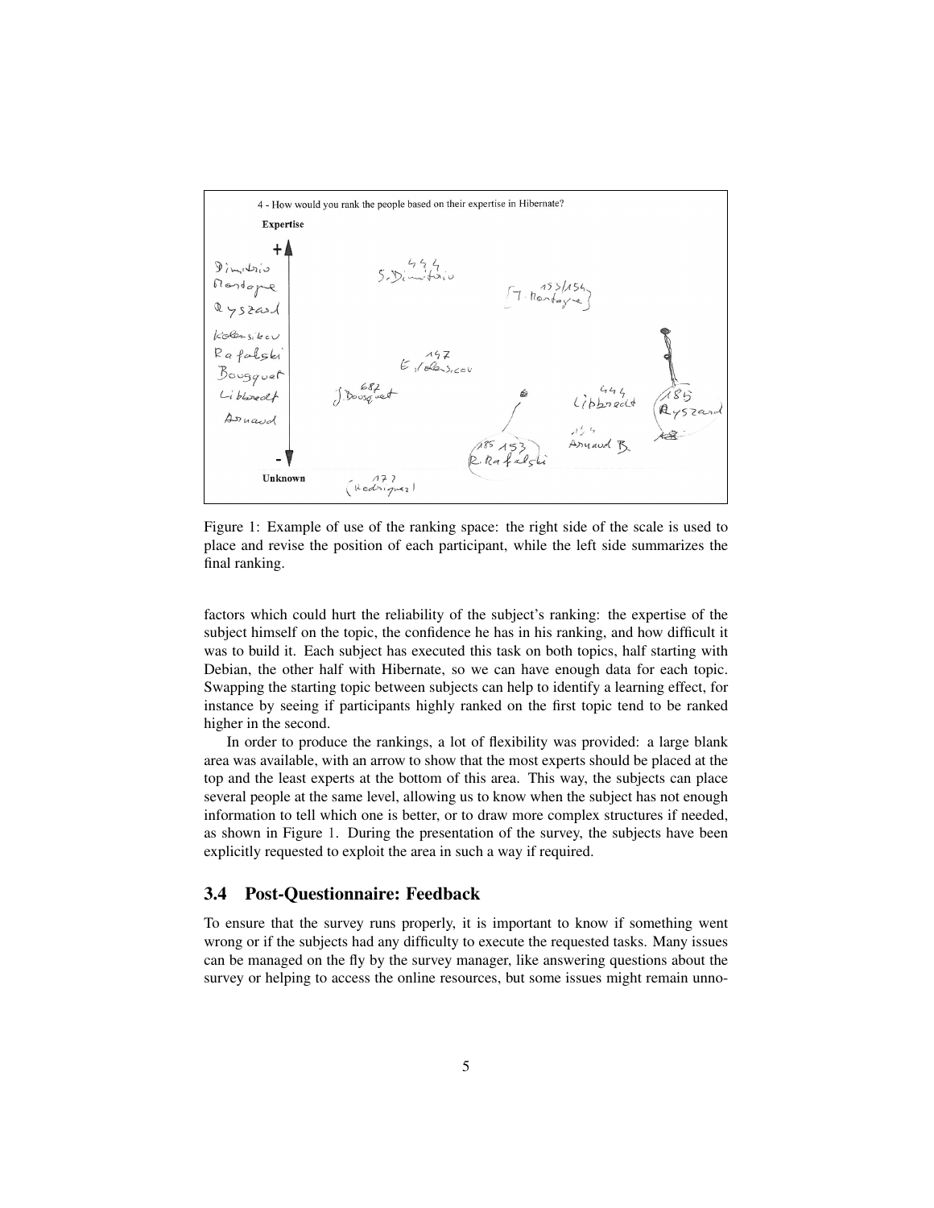Figure 1: Example of use of the ranking space: the right side of the scale is used to place and revise the position of each participant, while the left side summarizes the final ranking.

factors which could hurt the reliability of the subject's ranking: the expertise of the subject himself on the topic, the confidence he has in his ranking, and how difficult it was to build it. Each subject has executed this task on both topics, half starting with Debian, the other half with Hibernate, so we can have enough data for each topic. Swapping the starting topic between subjects can help to identify a learning effect, for instance by seeing if participants highly ranked on the first topic tend to be ranked higher in the second.

In order to produce the rankings, a lot of flexibility was provided: a large blank area was available, with an arrow to show that the most experts should be placed at the top and the least experts at the bottom of this area. This way, the subjects can place several people at the same level, allowing us to know when the subject has not enough information to tell which one is better, or to draw more complex structures if needed, as shown in Figure 1. During the presentation of the survey, the subjects have been explicitly requested to exploit the area in such a way if required.

### 3.4 Post-Questionnaire: Feedback

To ensure that the survey runs properly, it is important to know if something went wrong or if the subjects had any difficulty to execute the requested tasks. Many issues can be managed on the fly by the survey manager, like answering questions about the survey or helping to access the online resources, but some issues might remain unno-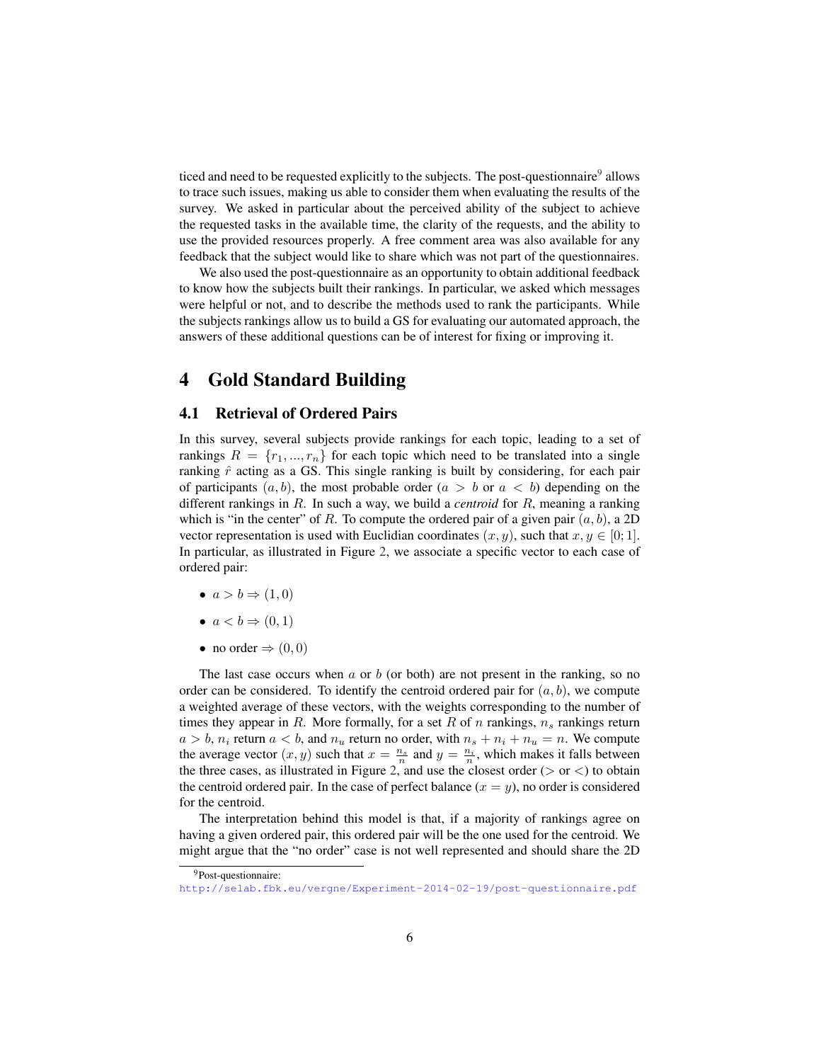ticed and need to be requested explicitly to the subjects. The post-questionnaire[9] allows to trace such issues, making us able to consider them when evaluating the results of the survey. We asked in particular about the perceived ability of the subject to achieve the requested tasks in the available time, the clarity of the requests, and the ability to use the provided resources properly. A free comment area was also available for any feedback that the subject would like to share which was not part of the questionnaires.

We also used the post-questionnaire as an opportunity to obtain additional feedback to know how the subjects built their rankings. In particular, we asked which messages were helpful or not, and to describe the methods used to rank the participants. While the subjects rankings allow us to build a GS for evaluating our automated approach, the answers of these additional questions can be of interest for fixing or improving it.

# 4 Gold Standard Building

## 4.1 Retrieval of Ordered Pairs

In this survey, several subjects provide rankings for each topic, leading to a set of rankings $R = \{r_1, ..., r_n\}$ for each topic which need to be translated into a single ranking $\hat{r}$ acting as a GS. This single ranking is built by considering, for each pair of participants $(a, b)$, the most probable order ($a > b$ or $a < b$) depending on the different rankings in $R$. In such a way, we build a *centroid* for $R$, meaning a ranking which is "in the center" of $R$. To compute the ordered pair of a given pair $(a, b)$, a 2D vector representation is used with Euclidian coordinates $(x, y)$, such that $x, y \in [0; 1]$. In particular, as illustrated in Figure 2, we associate a specific vector to each case of ordered pair:

- $a > b \Rightarrow (1, 0)$
- $a < b \Rightarrow (0, 1)$
- no order $\Rightarrow (0, 0)$

The last case occurs when $a$ or $b$ (or both) are not present in the ranking, so no order can be considered. To identify the centroid ordered pair for $(a, b)$, we compute a weighted average of these vectors, with the weights corresponding to the number of times they appear in $R$. More formally, for a set $R$ of $n$ rankings, $n_s$ rankings return $a > b$, $n_i$ return $a < b$, and $n_u$ return no order, with $n_s + n_i + n_u = n$. We compute the average vector $(x, y)$ such that $x = \frac{n_s}{n}$ and $y = \frac{n_i}{n}$, which makes it falls between the three cases, as illustrated in Figure 2, and use the closest order ($>$ or $<$) to obtain the centroid ordered pair. In the case of perfect balance ($x = y$), no order is considered for the centroid.

The interpretation behind this model is that, if a majority of rankings agree on having a given ordered pair, this ordered pair will be the one used for the centroid. We might argue that the "no order" case is not well represented and should share the 2D

[9] Post-questionnaire: http://selab.fbk.eu/vergne/Experiment-2014-02-19/post-questionnaire.pdf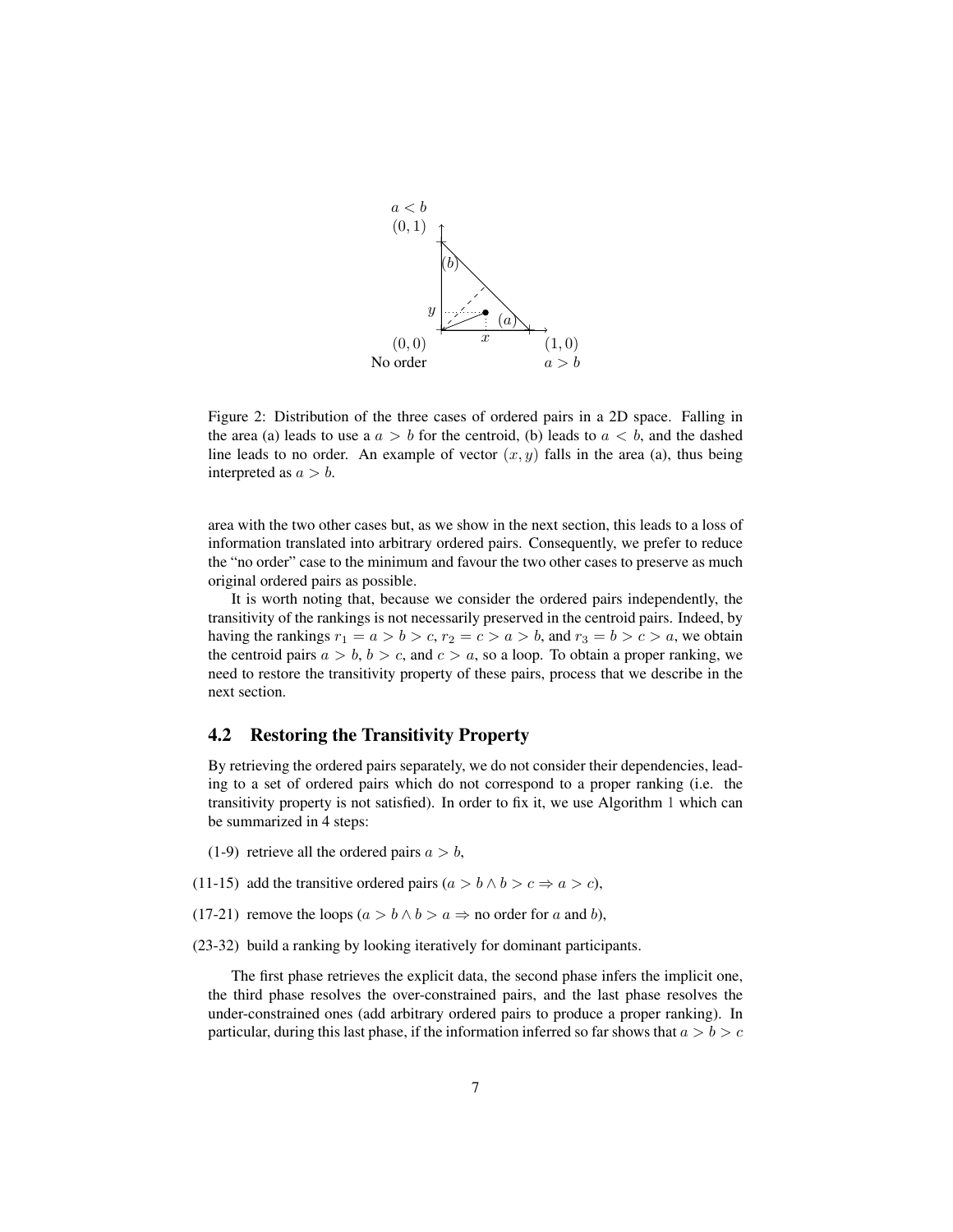Figure 2: Distribution of the three cases of ordered pairs in a 2D space. Falling in the area (a) leads to use a $a > b$ for the centroid, (b) leads to $a < b$, and the dashed line leads to no order. An example of vector $(x, y)$ falls in the area (a), thus being interpreted as $a > b$.

area with the two other cases but, as we show in the next section, this leads to a loss of information translated into arbitrary ordered pairs. Consequently, we prefer to reduce the "no order" case to the minimum and favour the two other cases to preserve as much original ordered pairs as possible.

It is worth noting that, because we consider the ordered pairs independently, the transitivity of the rankings is not necessarily preserved in the centroid pairs. Indeed, by having the rankings $r_1 = a > b > c$, $r_2 = c > a > b$, and $r_3 = b > c > a$, we obtain the centroid pairs $a > b$, $b > c$, and $c > a$, so a loop. To obtain a proper ranking, we need to restore the transitivity property of these pairs, process that we describe in the next section.

## 4.2 Restoring the Transitivity Property

By retrieving the ordered pairs separately, we do not consider their dependencies, leading to a set of ordered pairs which do not correspond to a proper ranking (i.e. the transitivity property is not satisfied). In order to fix it, we use Algorithm 1 which can be summarized in 4 steps:

- (1-9) retrieve all the ordered pairs $a > b$,
- (11-15) add the transitive ordered pairs ($a > b \wedge b > c \Rightarrow a > c$),
- (17-21) remove the loops ($a > b \wedge b > a \Rightarrow$ no order for $a$ and $b$),
- (23-32) build a ranking by looking iteratively for dominant participants.

The first phase retrieves the explicit data, the second phase infers the implicit one, the third phase resolves the over-constrained pairs, and the last phase resolves the under-constrained ones (add arbitrary ordered pairs to produce a proper ranking). In particular, during this last phase, if the information inferred so far shows that $a > b > c$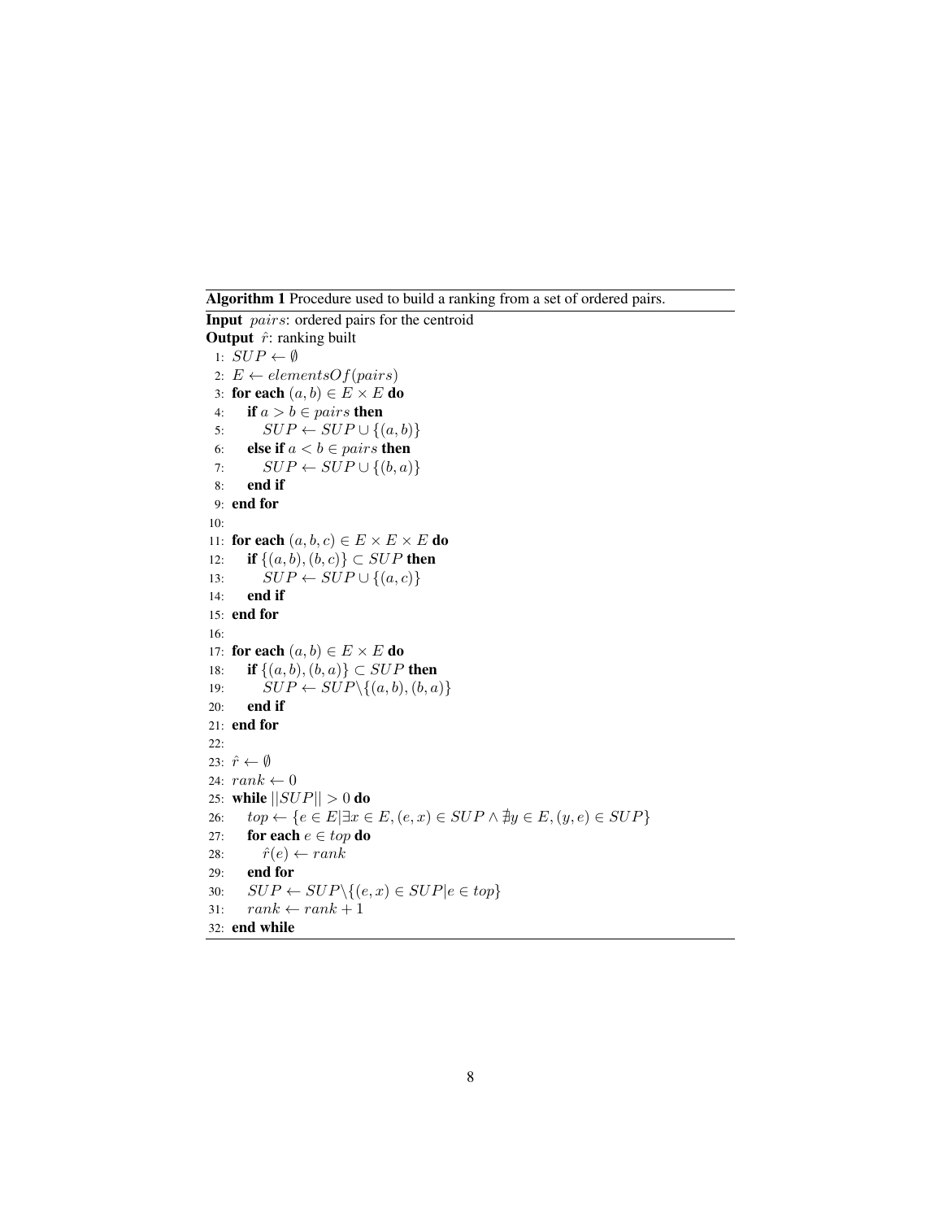**Algorithm 1** Procedure used to build a ranking from a set of ordered pairs.

**Input** $pairs$: ordered pairs for the centroid
**Output** $\hat{r}$: ranking built

```
1:  SUP ← ∅
2:  E ← elementsOf(pairs)
3:  for each (a, b) ∈ E × E do
4:      if a > b ∈ pairs then
5:          SUP ← SUP ∪ {(a, b)}
6:      else if a < b ∈ pairs then
7:          SUP ← SUP ∪ {(b, a)}
8:      end if
9:  end for
10:
11: for each (a, b, c) ∈ E × E × E do
12:     if {(a, b), (b, c)} ⊂ SUP then
13:         SUP ← SUP ∪ {(a, c)}
14:     end if
15: end for
16:
17: for each (a, b) ∈ E × E do
18:     if {(a, b), (b, a)} ⊂ SUP then
19:         SUP ← SUP \ {(a, b), (b, a)}
20:     end if
21: end for
22:
23: r̂ ← ∅
24: rank ← 0
25: while ||SUP|| > 0 do
26:     top ← {e ∈ E | ∃x ∈ E, (e, x) ∈ SUP ∧ ∄y ∈ E, (y, e) ∈ SUP}
27:     for each e ∈ top do
28:         r̂(e) ← rank
29:     end for
30:     SUP ← SUP \ {(e, x) ∈ SUP | e ∈ top}
31:     rank ← rank + 1
32: end while
```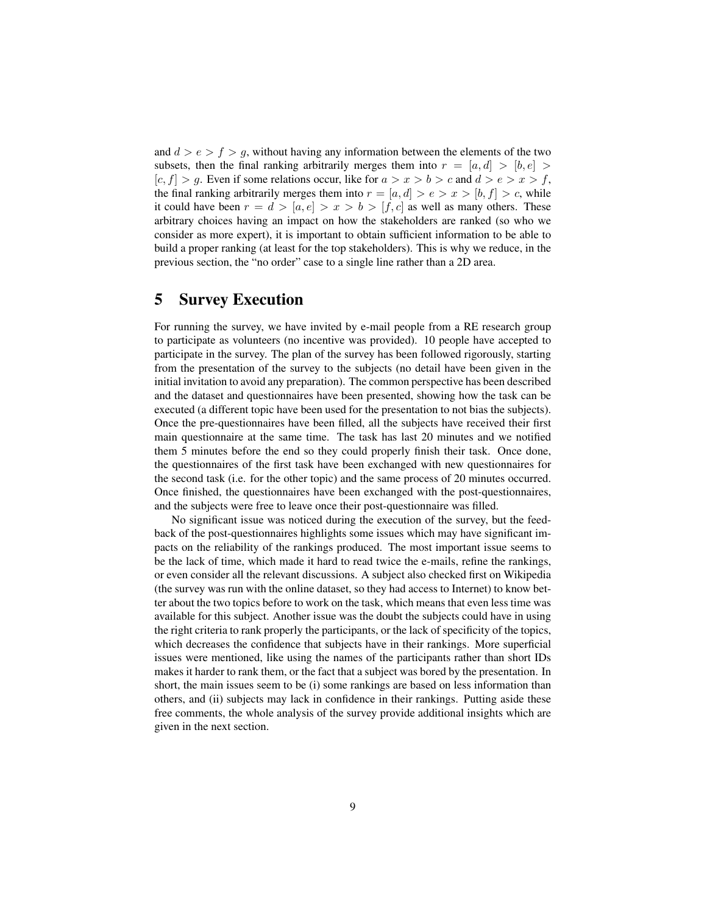and $d > e > f > g$, without having any information between the elements of the two subsets, then the final ranking arbitrarily merges them into $r = [a, d] > [b, e] > [c, f] > g$. Even if some relations occur, like for $a > x > b > c$ and $d > e > x > f$, the final ranking arbitrarily merges them into $r = [a, d] > e > x > [b, f] > c$, while it could have been $r = d > [a, e] > x > b > [f, c]$ as well as many others. These arbitrary choices having an impact on how the stakeholders are ranked (so who we consider as more expert), it is important to obtain sufficient information to be able to build a proper ranking (at least for the top stakeholders). This is why we reduce, in the previous section, the "no order" case to a single line rather than a 2D area.

# 5 Survey Execution

For running the survey, we have invited by e-mail people from a RE research group to participate as volunteers (no incentive was provided). 10 people have accepted to participate in the survey. The plan of the survey has been followed rigorously, starting from the presentation of the survey to the subjects (no detail have been given in the initial invitation to avoid any preparation). The common perspective has been described and the dataset and questionnaires have been presented, showing how the task can be executed (a different topic have been used for the presentation to not bias the subjects). Once the pre-questionnaires have been filled, all the subjects have received their first main questionnaire at the same time. The task has last 20 minutes and we notified them 5 minutes before the end so they could properly finish their task. Once done, the questionnaires of the first task have been exchanged with new questionnaires for the second task (i.e. for the other topic) and the same process of 20 minutes occurred. Once finished, the questionnaires have been exchanged with the post-questionnaires, and the subjects were free to leave once their post-questionnaire was filled.

No significant issue was noticed during the execution of the survey, but the feedback of the post-questionnaires highlights some issues which may have significant impacts on the reliability of the rankings produced. The most important issue seems to be the lack of time, which made it hard to read twice the e-mails, refine the rankings, or even consider all the relevant discussions. A subject also checked first on Wikipedia (the survey was run with the online dataset, so they had access to Internet) to know better about the two topics before to work on the task, which means that even less time was available for this subject. Another issue was the doubt the subjects could have in using the right criteria to rank properly the participants, or the lack of specificity of the topics, which decreases the confidence that subjects have in their rankings. More superficial issues were mentioned, like using the names of the participants rather than short IDs makes it harder to rank them, or the fact that a subject was bored by the presentation. In short, the main issues seem to be (i) some rankings are based on less information than others, and (ii) subjects may lack in confidence in their rankings. Putting aside these free comments, the whole analysis of the survey provide additional insights which are given in the next section.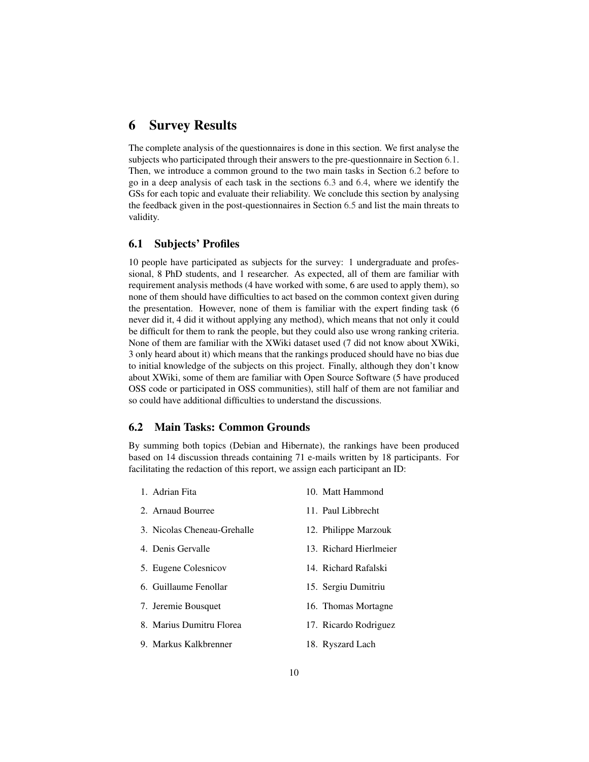# 6 Survey Results

The complete analysis of the questionnaires is done in this section. We first analyse the subjects who participated through their answers to the pre-questionnaire in Section 6.1. Then, we introduce a common ground to the two main tasks in Section 6.2 before to go in a deep analysis of each task in the sections 6.3 and 6.4, where we identify the GSs for each topic and evaluate their reliability. We conclude this section by analysing the feedback given in the post-questionnaires in Section 6.5 and list the main threats to validity.

## 6.1 Subjects' Profiles

10 people have participated as subjects for the survey: 1 undergraduate and professional, 8 PhD students, and 1 researcher. As expected, all of them are familiar with requirement analysis methods (4 have worked with some, 6 are used to apply them), so none of them should have difficulties to act based on the common context given during the presentation. However, none of them is familiar with the expert finding task (6 never did it, 4 did it without applying any method), which means that not only it could be difficult for them to rank the people, but they could also use wrong ranking criteria. None of them are familiar with the XWiki dataset used (7 did not know about XWiki, 3 only heard about it) which means that the rankings produced should have no bias due to initial knowledge of the subjects on this project. Finally, although they don't know about XWiki, some of them are familiar with Open Source Software (5 have produced OSS code or participated in OSS communities), still half of them are not familiar and so could have additional difficulties to understand the discussions.

## 6.2 Main Tasks: Common Grounds

By summing both topics (Debian and Hibernate), the rankings have been produced based on 14 discussion threads containing 71 e-mails written by 18 participants. For facilitating the redaction of this report, we assign each participant an ID:

1. Adrian Fita
2. Arnaud Bourree
3. Nicolas Cheneau-Grehalle
4. Denis Gervalle
5. Eugene Colesnicov
6. Guillaume Fenollar
7. Jeremie Bousquet
8. Marius Dumitru Florea
9. Markus Kalkbrenner
10. Matt Hammond
11. Paul Libbrecht
12. Philippe Marzouk
13. Richard Hierlmeier
14. Richard Rafalski
15. Sergiu Dumitriu
16. Thomas Mortagne
17. Ricardo Rodriguez
18. Ryszard Lach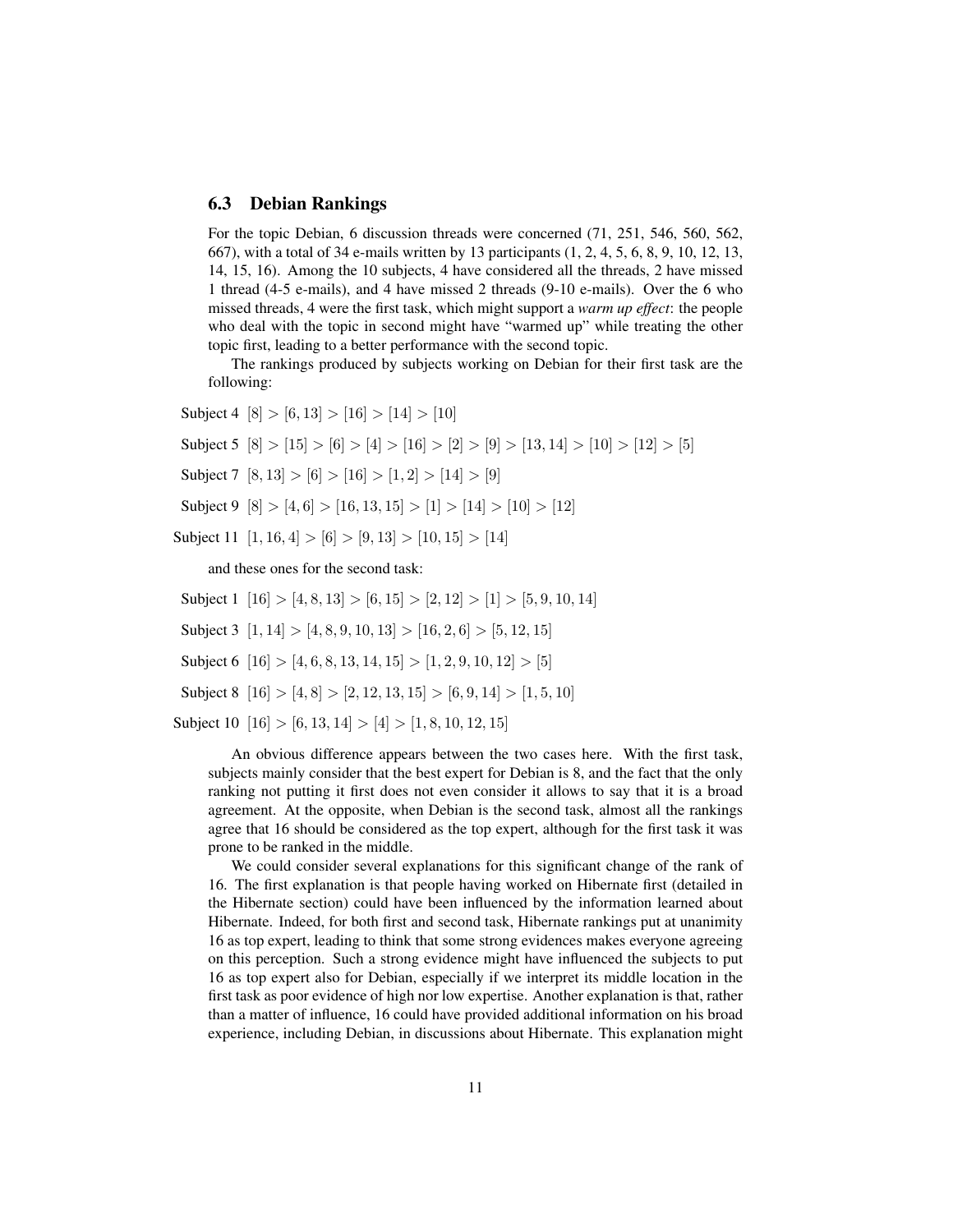### 6.3 Debian Rankings

For the topic Debian, 6 discussion threads were concerned (71, 251, 546, 560, 562, 667), with a total of 34 e-mails written by 13 participants (1, 2, 4, 5, 6, 8, 9, 10, 12, 13, 14, 15, 16). Among the 10 subjects, 4 have considered all the threads, 2 have missed 1 thread (4-5 e-mails), and 4 have missed 2 threads (9-10 e-mails). Over the 6 who missed threads, 4 were the first task, which might support a *warm up effect*: the people who deal with the topic in second might have "warmed up" while treating the other topic first, leading to a better performance with the second topic.

The rankings produced by subjects working on Debian for their first task are the following:

Subject 4 $[8] > [6, 13] > [16] > [14] > [10]$

Subject 5 $[8] > [15] > [6] > [4] > [16] > [2] > [9] > [13, 14] > [10] > [12] > [5]$

Subject 7 $[8, 13] > [6] > [16] > [1, 2] > [14] > [9]$

Subject 9 $[8] > [4, 6] > [16, 13, 15] > [1] > [14] > [10] > [12]$

Subject 11 $[1, 16, 4] > [6] > [9, 13] > [10, 15] > [14]$

and these ones for the second task:

Subject 1 $[16] > [4, 8, 13] > [6, 15] > [2, 12] > [1] > [5, 9, 10, 14]$

Subject 3 $[1, 14] > [4, 8, 9, 10, 13] > [16, 2, 6] > [5, 12, 15]$

Subject 6 $[16] > [4, 6, 8, 13, 14, 15] > [1, 2, 9, 10, 12] > [5]$

Subject 8 $[16] > [4, 8] > [2, 12, 13, 15] > [6, 9, 14] > [1, 5, 10]$

Subject 10 $[16] > [6, 13, 14] > [4] > [1, 8, 10, 12, 15]$

An obvious difference appears between the two cases here. With the first task, subjects mainly consider that the best expert for Debian is 8, and the fact that the only ranking not putting it first does not even consider it allows to say that it is a broad agreement. At the opposite, when Debian is the second task, almost all the rankings agree that 16 should be considered as the top expert, although for the first task it was prone to be ranked in the middle.

We could consider several explanations for this significant change of the rank of 16. The first explanation is that people having worked on Hibernate first (detailed in the Hibernate section) could have been influenced by the information learned about Hibernate. Indeed, for both first and second task, Hibernate rankings put at unanimity 16 as top expert, leading to think that some strong evidences makes everyone agreeing on this perception. Such a strong evidence might have influenced the subjects to put 16 as top expert also for Debian, especially if we interpret its middle location in the first task as poor evidence of high nor low expertise. Another explanation is that, rather than a matter of influence, 16 could have provided additional information on his broad experience, including Debian, in discussions about Hibernate. This explanation might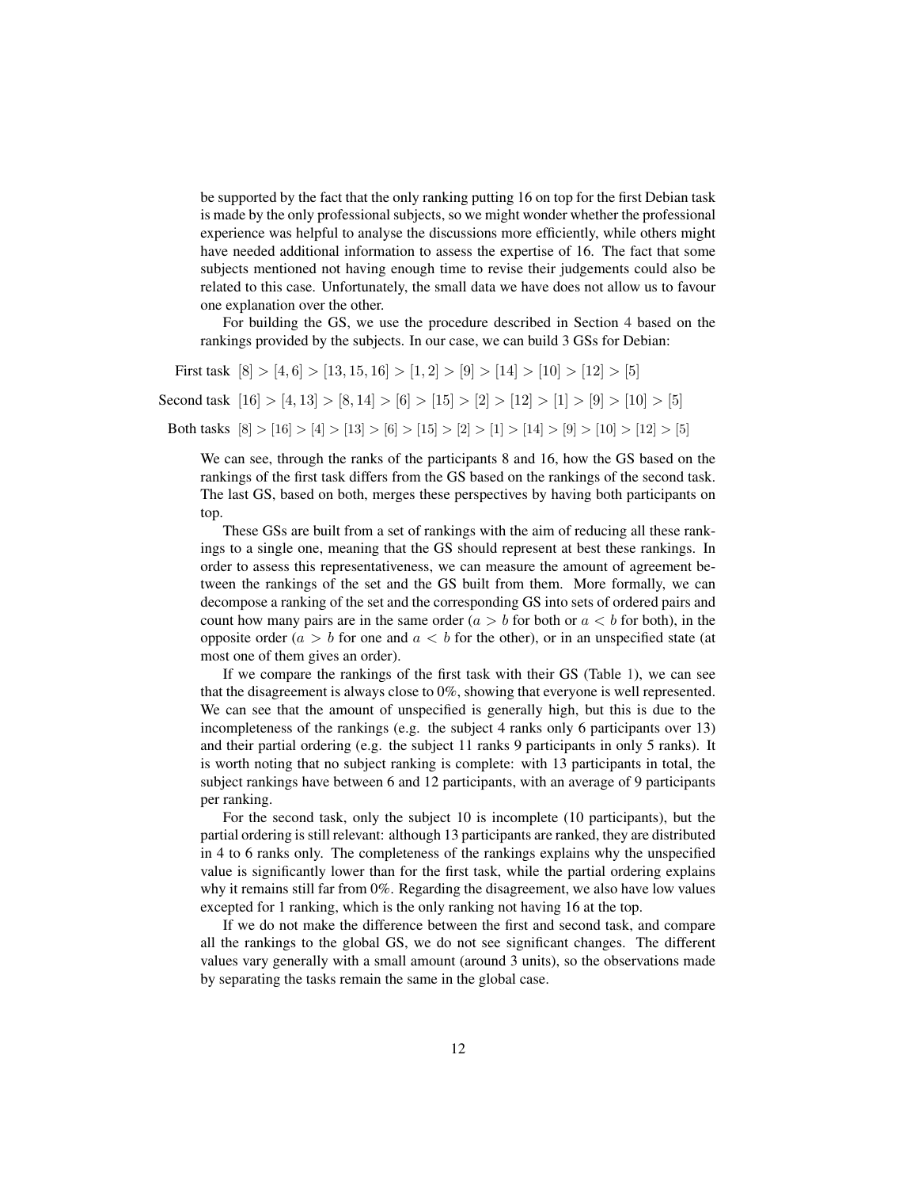be supported by the fact that the only ranking putting 16 on top for the first Debian task is made by the only professional subjects, so we might wonder whether the professional experience was helpful to analyse the discussions more efficiently, while others might have needed additional information to assess the expertise of 16. The fact that some subjects mentioned not having enough time to revise their judgements could also be related to this case. Unfortunately, the small data we have does not allow us to favour one explanation over the other.

For building the GS, we use the procedure described in Section 4 based on the rankings provided by the subjects. In our case, we can build 3 GSs for Debian:

First task $[8] > [4, 6] > [13, 15, 16] > [1, 2] > [9] > [14] > [10] > [12] > [5]$

Second task $[16] > [4, 13] > [8, 14] > [6] > [15] > [2] > [12] > [1] > [9] > [10] > [5]$

Both tasks $[8] > [16] > [4] > [13] > [6] > [15] > [2] > [1] > [14] > [9] > [10] > [12] > [5]$

We can see, through the ranks of the participants 8 and 16, how the GS based on the rankings of the first task differs from the GS based on the rankings of the second task. The last GS, based on both, merges these perspectives by having both participants on top.

These GSs are built from a set of rankings with the aim of reducing all these rankings to a single one, meaning that the GS should represent at best these rankings. In order to assess this representativeness, we can measure the amount of agreement between the rankings of the set and the GS built from them. More formally, we can decompose a ranking of the set and the corresponding GS into sets of ordered pairs and count how many pairs are in the same order ($a > b$ for both or $a < b$ for both), in the opposite order ($a > b$ for one and $a < b$ for the other), or in an unspecified state (at most one of them gives an order).

If we compare the rankings of the first task with their GS (Table 1), we can see that the disagreement is always close to 0%, showing that everyone is well represented. We can see that the amount of unspecified is generally high, but this is due to the incompleteness of the rankings (e.g. the subject 4 ranks only 6 participants over 13) and their partial ordering (e.g. the subject 11 ranks 9 participants in only 5 ranks). It is worth noting that no subject ranking is complete: with 13 participants in total, the subject rankings have between 6 and 12 participants, with an average of 9 participants per ranking.

For the second task, only the subject 10 is incomplete (10 participants), but the partial ordering is still relevant: although 13 participants are ranked, they are distributed in 4 to 6 ranks only. The completeness of the rankings explains why the unspecified value is significantly lower than for the first task, while the partial ordering explains why it remains still far from 0%. Regarding the disagreement, we also have low values excepted for 1 ranking, which is the only ranking not having 16 at the top.

If we do not make the difference between the first and second task, and compare all the rankings to the global GS, we do not see significant changes. The different values vary generally with a small amount (around 3 units), so the observations made by separating the tasks remain the same in the global case.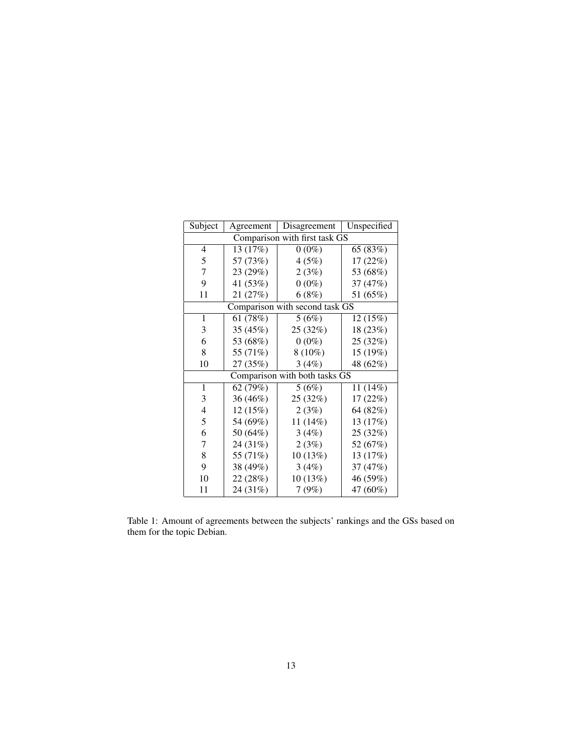| Subject | Agreement | Disagreement | Unspecified |
|---|---|---|---|
| Comparison with first task GS | | | |
| 4 | 13 (17%) | 0 (0%) | 65 (83%) |
| 5 | 57 (73%) | 4 (5%) | 17 (22%) |
| 7 | 23 (29%) | 2 (3%) | 53 (68%) |
| 9 | 41 (53%) | 0 (0%) | 37 (47%) |
| 11 | 21 (27%) | 6 (8%) | 51 (65%) |
| Comparison with second task GS | | | |
| 1 | 61 (78%) | 5 (6%) | 12 (15%) |
| 3 | 35 (45%) | 25 (32%) | 18 (23%) |
| 6 | 53 (68%) | 0 (0%) | 25 (32%) |
| 8 | 55 (71%) | 8 (10%) | 15 (19%) |
| 10 | 27 (35%) | 3 (4%) | 48 (62%) |
| Comparison with both tasks GS | | | |
| 1 | 62 (79%) | 5 (6%) | 11 (14%) |
| 3 | 36 (46%) | 25 (32%) | 17 (22%) |
| 4 | 12 (15%) | 2 (3%) | 64 (82%) |
| 5 | 54 (69%) | 11 (14%) | 13 (17%) |
| 6 | 50 (64%) | 3 (4%) | 25 (32%) |
| 7 | 24 (31%) | 2 (3%) | 52 (67%) |
| 8 | 55 (71%) | 10 (13%) | 13 (17%) |
| 9 | 38 (49%) | 3 (4%) | 37 (47%) |
| 10 | 22 (28%) | 10 (13%) | 46 (59%) |
| 11 | 24 (31%) | 7 (9%) | 47 (60%) |

Table 1: Amount of agreements between the subjects' rankings and the GSs based on them for the topic Debian.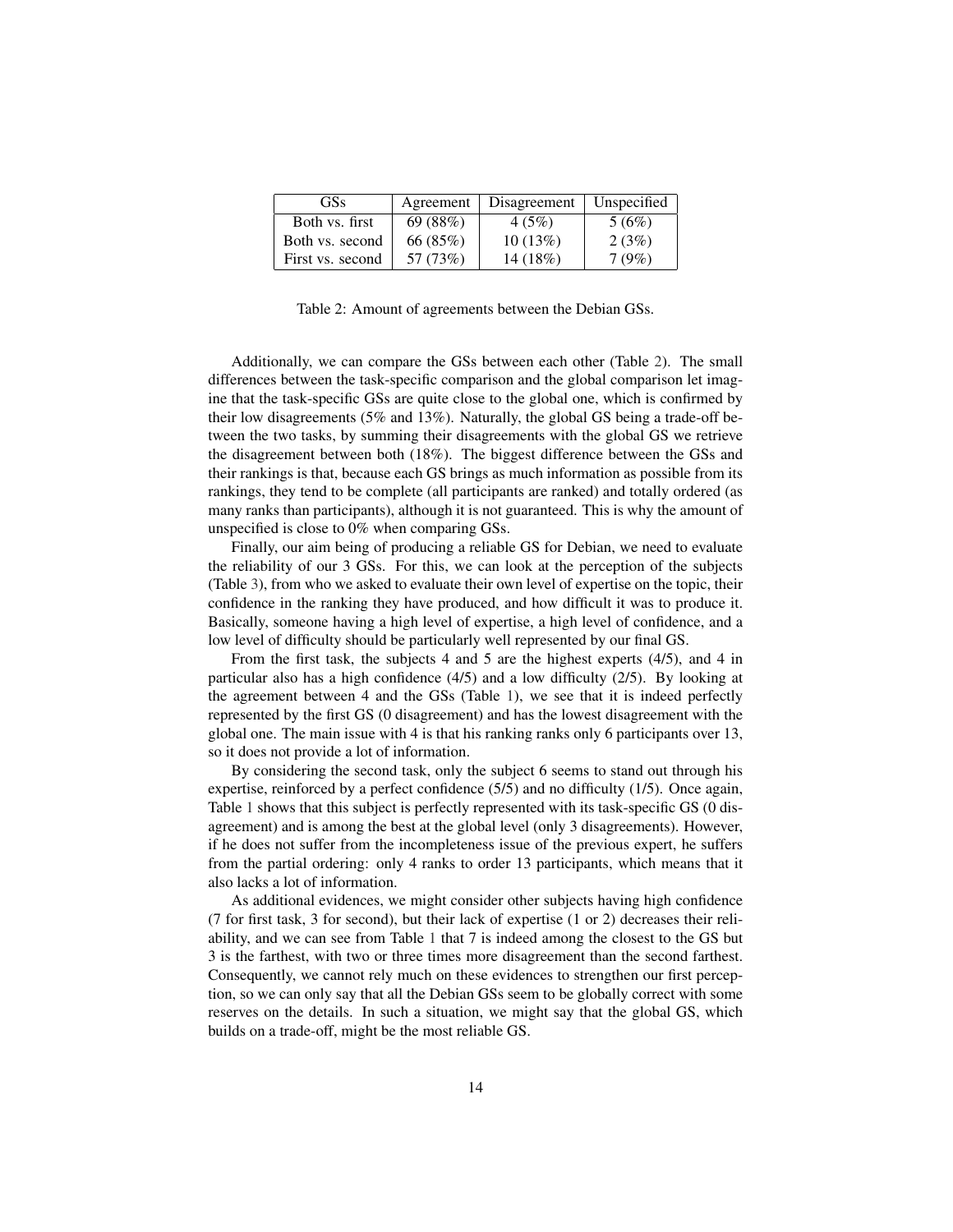| GSs | Agreement | Disagreement | Unspecified |
|---|---|---|---|
| Both vs. first | 69 (88%) | 4 (5%) | 5 (6%) |
| Both vs. second | 66 (85%) | 10 (13%) | 2 (3%) |
| First vs. second | 57 (73%) | 14 (18%) | 7 (9%) |

Table 2: Amount of agreements between the Debian GSs.

Additionally, we can compare the GSs between each other (Table 2). The small differences between the task-specific comparison and the global comparison let imagine that the task-specific GSs are quite close to the global one, which is confirmed by their low disagreements (5% and 13%). Naturally, the global GS being a trade-off between the two tasks, by summing their disagreements with the global GS we retrieve the disagreement between both (18%). The biggest difference between the GSs and their rankings is that, because each GS brings as much information as possible from its rankings, they tend to be complete (all participants are ranked) and totally ordered (as many ranks than participants), although it is not guaranteed. This is why the amount of unspecified is close to 0% when comparing GSs.

Finally, our aim being of producing a reliable GS for Debian, we need to evaluate the reliability of our 3 GSs. For this, we can look at the perception of the subjects (Table 3), from who we asked to evaluate their own level of expertise on the topic, their confidence in the ranking they have produced, and how difficult it was to produce it. Basically, someone having a high level of expertise, a high level of confidence, and a low level of difficulty should be particularly well represented by our final GS.

From the first task, the subjects 4 and 5 are the highest experts (4/5), and 4 in particular also has a high confidence (4/5) and a low difficulty (2/5). By looking at the agreement between 4 and the GSs (Table 1), we see that it is indeed perfectly represented by the first GS (0 disagreement) and has the lowest disagreement with the global one. The main issue with 4 is that his ranking ranks only 6 participants over 13, so it does not provide a lot of information.

By considering the second task, only the subject 6 seems to stand out through his expertise, reinforced by a perfect confidence (5/5) and no difficulty (1/5). Once again, Table 1 shows that this subject is perfectly represented with its task-specific GS (0 disagreement) and is among the best at the global level (only 3 disagreements). However, if he does not suffer from the incompleteness issue of the previous expert, he suffers from the partial ordering: only 4 ranks to order 13 participants, which means that it also lacks a lot of information.

As additional evidences, we might consider other subjects having high confidence (7 for first task, 3 for second), but their lack of expertise (1 or 2) decreases their reliability, and we can see from Table 1 that 7 is indeed among the closest to the GS but 3 is the farthest, with two or three times more disagreement than the second farthest. Consequently, we cannot rely much on these evidences to strengthen our first perception, so we can only say that all the Debian GSs seem to be globally correct with some reserves on the details. In such a situation, we might say that the global GS, which builds on a trade-off, might be the most reliable GS.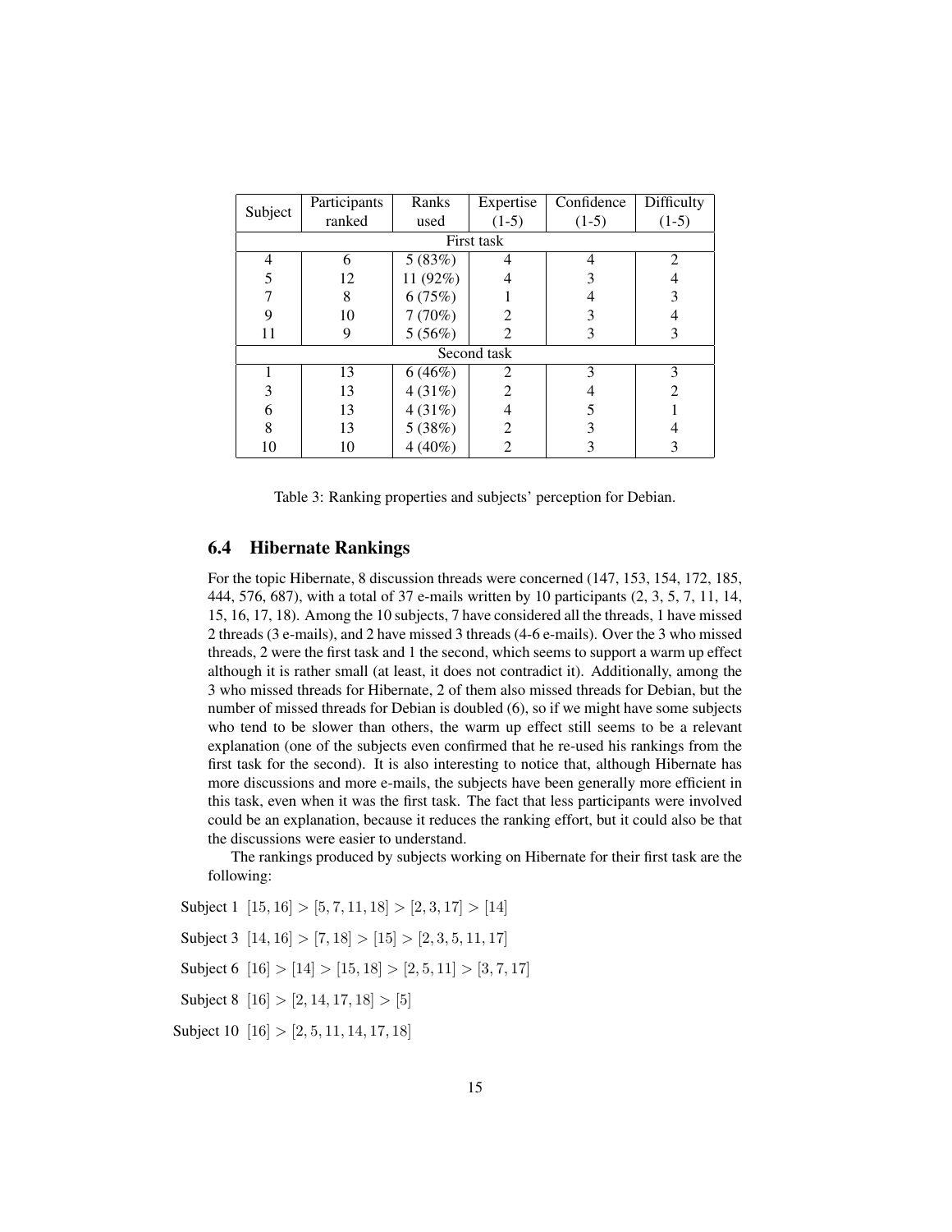| Subject | Participants ranked | Ranks used | Expertise (1-5) | Confidence (1-5) | Difficulty (1-5) |
|---|---|---|---|---|---|
| First task | | | | | |
| 4 | 6 | 5 (83%) | 4 | 4 | 2 |
| 5 | 12 | 11 (92%) | 4 | 3 | 4 |
| 7 | 8 | 6 (75%) | 1 | 4 | 3 |
| 9 | 10 | 7 (70%) | 2 | 3 | 4 |
| 11 | 9 | 5 (56%) | 2 | 3 | 3 |
| Second task | | | | | |
| 1 | 13 | 6 (46%) | 2 | 3 | 3 |
| 3 | 13 | 4 (31%) | 2 | 4 | 2 |
| 6 | 13 | 4 (31%) | 4 | 5 | 1 |
| 8 | 13 | 5 (38%) | 2 | 3 | 4 |
| 10 | 10 | 4 (40%) | 2 | 3 | 3 |

Table 3: Ranking properties and subjects' perception for Debian.

### 6.4 Hibernate Rankings

For the topic Hibernate, 8 discussion threads were concerned (147, 153, 154, 172, 185, 444, 576, 687), with a total of 37 e-mails written by 10 participants (2, 3, 5, 7, 11, 14, 15, 16, 17, 18). Among the 10 subjects, 7 have considered all the threads, 1 have missed 2 threads (3 e-mails), and 2 have missed 3 threads (4-6 e-mails). Over the 3 who missed threads, 2 were the first task and 1 the second, which seems to support a warm up effect although it is rather small (at least, it does not contradict it). Additionally, among the 3 who missed threads for Hibernate, 2 of them also missed threads for Debian, but the number of missed threads for Debian is doubled (6), so if we might have some subjects who tend to be slower than others, the warm up effect still seems to be a relevant explanation (one of the subjects even confirmed that he re-used his rankings from the first task for the second). It is also interesting to notice that, although Hibernate has more discussions and more e-mails, the subjects have been generally more efficient in this task, even when it was the first task. The fact that less participants were involved could be an explanation, because it reduces the ranking effort, but it could also be that the discussions were easier to understand.

The rankings produced by subjects working on Hibernate for their first task are the following:

Subject 1 $[15, 16] > [5, 7, 11, 18] > [2, 3, 17] > [14]$

Subject 3 $[14, 16] > [7, 18] > [15] > [2, 3, 5, 11, 17]$

Subject 6 $[16] > [14] > [15, 18] > [2, 5, 11] > [3, 7, 17]$

Subject 8 $[16] > [2, 14, 17, 18] > [5]$

Subject 10 $[16] > [2, 5, 11, 14, 17, 18]$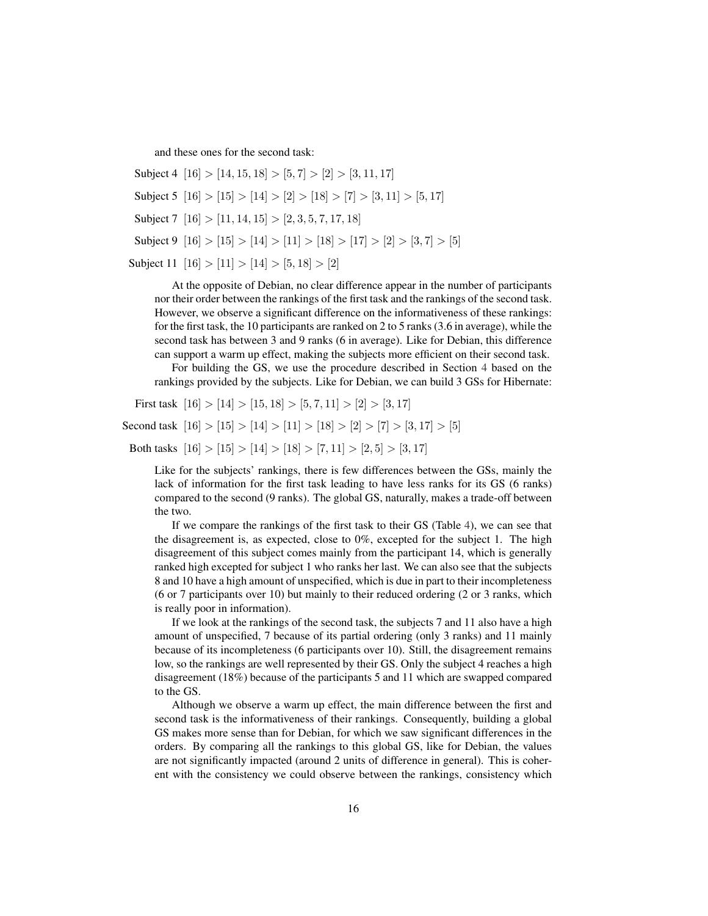and these ones for the second task:

Subject 4 $[16] > [14, 15, 18] > [5, 7] > [2] > [3, 11, 17]$

Subject 5 $[16] > [15] > [14] > [2] > [18] > [7] > [3, 11] > [5, 17]$

Subject 7 $[16] > [11, 14, 15] > [2, 3, 5, 7, 17, 18]$

Subject 9 $[16] > [15] > [14] > [11] > [18] > [17] > [2] > [3, 7] > [5]$

Subject 11 $[16] > [11] > [14] > [5, 18] > [2]$

At the opposite of Debian, no clear difference appear in the number of participants nor their order between the rankings of the first task and the rankings of the second task. However, we observe a significant difference on the informativeness of these rankings: for the first task, the 10 participants are ranked on 2 to 5 ranks (3.6 in average), while the second task has between 3 and 9 ranks (6 in average). Like for Debian, this difference can support a warm up effect, making the subjects more efficient on their second task.

For building the GS, we use the procedure described in Section 4 based on the rankings provided by the subjects. Like for Debian, we can build 3 GSs for Hibernate:

First task $[16] > [14] > [15, 18] > [5, 7, 11] > [2] > [3, 17]$

Second task $[16] > [15] > [14] > [11] > [18] > [2] > [7] > [3, 17] > [5]$

Both tasks $[16] > [15] > [14] > [18] > [7, 11] > [2, 5] > [3, 17]$

Like for the subjects' rankings, there is few differences between the GSs, mainly the lack of information for the first task leading to have less ranks for its GS (6 ranks) compared to the second (9 ranks). The global GS, naturally, makes a trade-off between the two.

If we compare the rankings of the first task to their GS (Table 4), we can see that the disagreement is, as expected, close to 0%, excepted for the subject 1. The high disagreement of this subject comes mainly from the participant 14, which is generally ranked high excepted for subject 1 who ranks her last. We can also see that the subjects 8 and 10 have a high amount of unspecified, which is due in part to their incompleteness (6 or 7 participants over 10) but mainly to their reduced ordering (2 or 3 ranks, which is really poor in information).

If we look at the rankings of the second task, the subjects 7 and 11 also have a high amount of unspecified, 7 because of its partial ordering (only 3 ranks) and 11 mainly because of its incompleteness (6 participants over 10). Still, the disagreement remains low, so the rankings are well represented by their GS. Only the subject 4 reaches a high disagreement (18%) because of the participants 5 and 11 which are swapped compared to the GS.

Although we observe a warm up effect, the main difference between the first and second task is the informativeness of their rankings. Consequently, building a global GS makes more sense than for Debian, for which we saw significant differences in the orders. By comparing all the rankings to this global GS, like for Debian, the values are not significantly impacted (around 2 units of difference in general). This is coherent with the consistency we could observe between the rankings, consistency which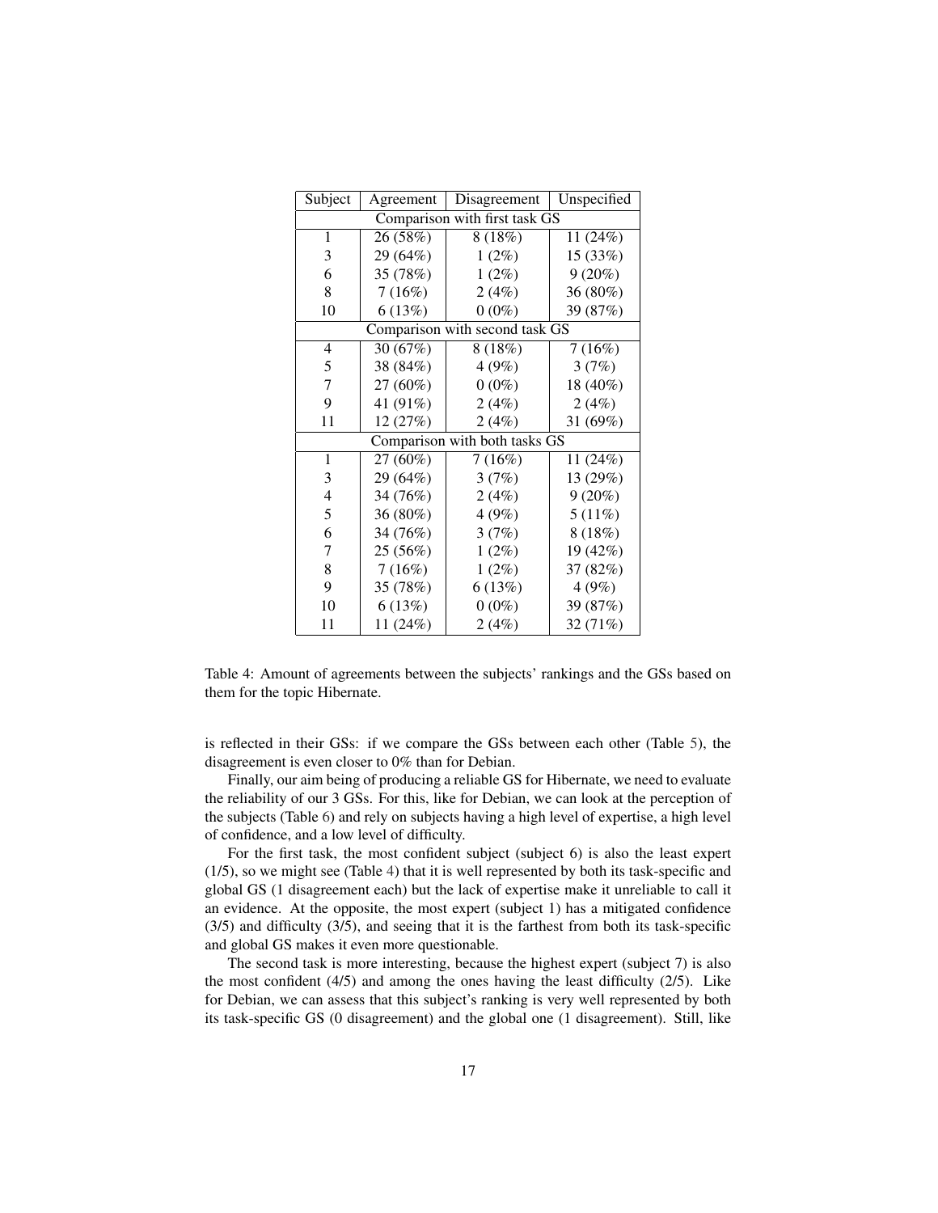| Subject | Agreement | Disagreement | Unspecified |
|---|---|---|---|
| Comparison with first task GS | | | |
| 1 | 26 (58%) | 8 (18%) | 11 (24%) |
| 3 | 29 (64%) | 1 (2%) | 15 (33%) |
| 6 | 35 (78%) | 1 (2%) | 9 (20%) |
| 8 | 7 (16%) | 2 (4%) | 36 (80%) |
| 10 | 6 (13%) | 0 (0%) | 39 (87%) |
| Comparison with second task GS | | | |
| 4 | 30 (67%) | 8 (18%) | 7 (16%) |
| 5 | 38 (84%) | 4 (9%) | 3 (7%) |
| 7 | 27 (60%) | 0 (0%) | 18 (40%) |
| 9 | 41 (91%) | 2 (4%) | 2 (4%) |
| 11 | 12 (27%) | 2 (4%) | 31 (69%) |
| Comparison with both tasks GS | | | |
| 1 | 27 (60%) | 7 (16%) | 11 (24%) |
| 3 | 29 (64%) | 3 (7%) | 13 (29%) |
| 4 | 34 (76%) | 2 (4%) | 9 (20%) |
| 5 | 36 (80%) | 4 (9%) | 5 (11%) |
| 6 | 34 (76%) | 3 (7%) | 8 (18%) |
| 7 | 25 (56%) | 1 (2%) | 19 (42%) |
| 8 | 7 (16%) | 1 (2%) | 37 (82%) |
| 9 | 35 (78%) | 6 (13%) | 4 (9%) |
| 10 | 6 (13%) | 0 (0%) | 39 (87%) |
| 11 | 11 (24%) | 2 (4%) | 32 (71%) |

Table 4: Amount of agreements between the subjects' rankings and the GSs based on them for the topic Hibernate.

is reflected in their GSs: if we compare the GSs between each other (Table 5), the disagreement is even closer to 0% than for Debian.

Finally, our aim being of producing a reliable GS for Hibernate, we need to evaluate the reliability of our 3 GSs. For this, like for Debian, we can look at the perception of the subjects (Table 6) and rely on subjects having a high level of expertise, a high level of confidence, and a low level of difficulty.

For the first task, the most confident subject (subject 6) is also the least expert (1/5), so we might see (Table 4) that it is well represented by both its task-specific and global GS (1 disagreement each) but the lack of expertise make it unreliable to call it an evidence. At the opposite, the most expert (subject 1) has a mitigated confidence (3/5) and difficulty (3/5), and seeing that it is the farthest from both its task-specific and global GS makes it even more questionable.

The second task is more interesting, because the highest expert (subject 7) is also the most confident (4/5) and among the ones having the least difficulty (2/5). Like for Debian, we can assess that this subject's ranking is very well represented by both its task-specific GS (0 disagreement) and the global one (1 disagreement). Still, like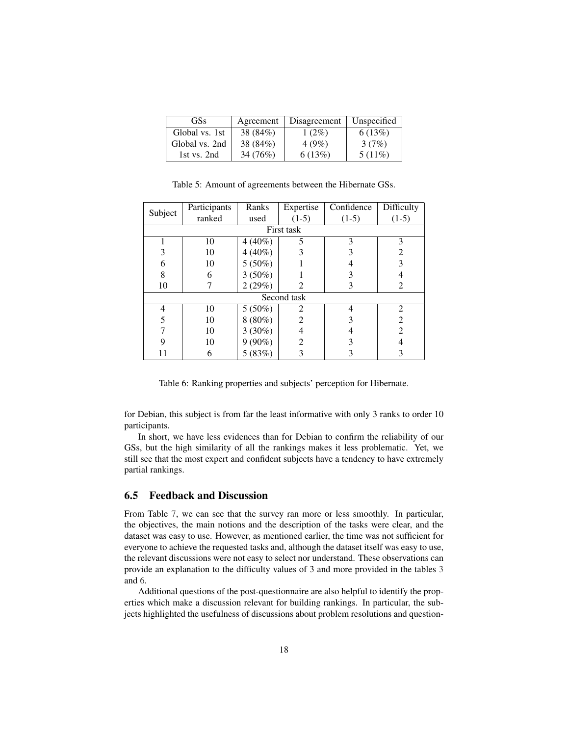| GSs | Agreement | Disagreement | Unspecified |
|---|---|---|---|
| Global vs. 1st | 38 (84%) | 1 (2%) | 6 (13%) |
| Global vs. 2nd | 38 (84%) | 4 (9%) | 3 (7%) |
| 1st vs. 2nd | 34 (76%) | 6 (13%) | 5 (11%) |

Table 5: Amount of agreements between the Hibernate GSs.

| Subject | Participants ranked | Ranks used | Expertise (1-5) | Confidence (1-5) | Difficulty (1-5) |
|---|---|---|---|---|---|
| First task | | | | | |
| 1 | 10 | 4 (40%) | 5 | 3 | 3 |
| 3 | 10 | 4 (40%) | 3 | 3 | 2 |
| 6 | 10 | 5 (50%) | 1 | 4 | 3 |
| 8 | 6 | 3 (50%) | 1 | 3 | 4 |
| 10 | 7 | 2 (29%) | 2 | 3 | 2 |
| Second task | | | | | |
| 4 | 10 | 5 (50%) | 2 | 4 | 2 |
| 5 | 10 | 8 (80%) | 2 | 3 | 2 |
| 7 | 10 | 3 (30%) | 4 | 4 | 2 |
| 9 | 10 | 9 (90%) | 2 | 3 | 4 |
| 11 | 6 | 5 (83%) | 3 | 3 | 3 |

Table 6: Ranking properties and subjects' perception for Hibernate.

for Debian, this subject is from far the least informative with only 3 ranks to order 10 participants.

In short, we have less evidences than for Debian to confirm the reliability of our GSs, but the high similarity of all the rankings makes it less problematic. Yet, we still see that the most expert and confident subjects have a tendency to have extremely partial rankings.

## 6.5 Feedback and Discussion

From Table 7, we can see that the survey ran more or less smoothly. In particular, the objectives, the main notions and the description of the tasks were clear, and the dataset was easy to use. However, as mentioned earlier, the time was not sufficient for everyone to achieve the requested tasks and, although the dataset itself was easy to use, the relevant discussions were not easy to select nor understand. These observations can provide an explanation to the difficulty values of 3 and more provided in the tables 3 and 6.

Additional questions of the post-questionnaire are also helpful to identify the properties which make a discussion relevant for building rankings. In particular, the subjects highlighted the usefulness of discussions about problem resolutions and question-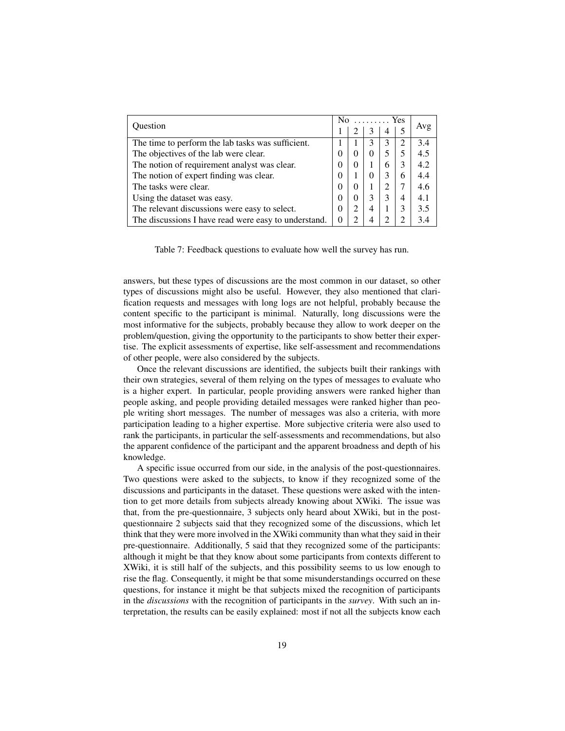| Question | No ......... Yes | | | | | Avg |
|---|---|---|---|---|---|---|
| | 1 | 2 | 3 | 4 | 5 | |
| The time to perform the lab tasks was sufficient. | 1 | 1 | 3 | 3 | 2 | 3.4 |
| The objectives of the lab were clear. | 0 | 0 | 0 | 5 | 5 | 4.5 |
| The notion of requirement analyst was clear. | 0 | 0 | 1 | 6 | 3 | 4.2 |
| The notion of expert finding was clear. | 0 | 1 | 0 | 3 | 6 | 4.4 |
| The tasks were clear. | 0 | 0 | 1 | 2 | 7 | 4.6 |
| Using the dataset was easy. | 0 | 0 | 3 | 3 | 4 | 4.1 |
| The relevant discussions were easy to select. | 0 | 2 | 4 | 1 | 3 | 3.5 |
| The discussions I have read were easy to understand. | 0 | 2 | 4 | 2 | 2 | 3.4 |

Table 7: Feedback questions to evaluate how well the survey has run.

answers, but these types of discussions are the most common in our dataset, so other types of discussions might also be useful. However, they also mentioned that clarification requests and messages with long logs are not helpful, probably because the content specific to the participant is minimal. Naturally, long discussions were the most informative for the subjects, probably because they allow to work deeper on the problem/question, giving the opportunity to the participants to show better their expertise. The explicit assessments of expertise, like self-assessment and recommendations of other people, were also considered by the subjects.

Once the relevant discussions are identified, the subjects built their rankings with their own strategies, several of them relying on the types of messages to evaluate who is a higher expert. In particular, people providing answers were ranked higher than people asking, and people providing detailed messages were ranked higher than people writing short messages. The number of messages was also a criteria, with more participation leading to a higher expertise. More subjective criteria were also used to rank the participants, in particular the self-assessments and recommendations, but also the apparent confidence of the participant and the apparent broadness and depth of his knowledge.

A specific issue occurred from our side, in the analysis of the post-questionnaires. Two questions were asked to the subjects, to know if they recognized some of the discussions and participants in the dataset. These questions were asked with the intention to get more details from subjects already knowing about XWiki. The issue was that, from the pre-questionnaire, 3 subjects only heard about XWiki, but in the post-questionnaire 2 subjects said that they recognized some of the discussions, which let think that they were more involved in the XWiki community than what they said in their pre-questionnaire. Additionally, 5 said that they recognized some of the participants: although it might be that they know about some participants from contexts different to XWiki, it is still half of the subjects, and this possibility seems to us low enough to rise the flag. Consequently, it might be that some misunderstandings occurred on these questions, for instance it might be that subjects mixed the recognition of participants in the *discussions* with the recognition of participants in the *survey*. With such an interpretation, the results can be easily explained: most if not all the subjects know each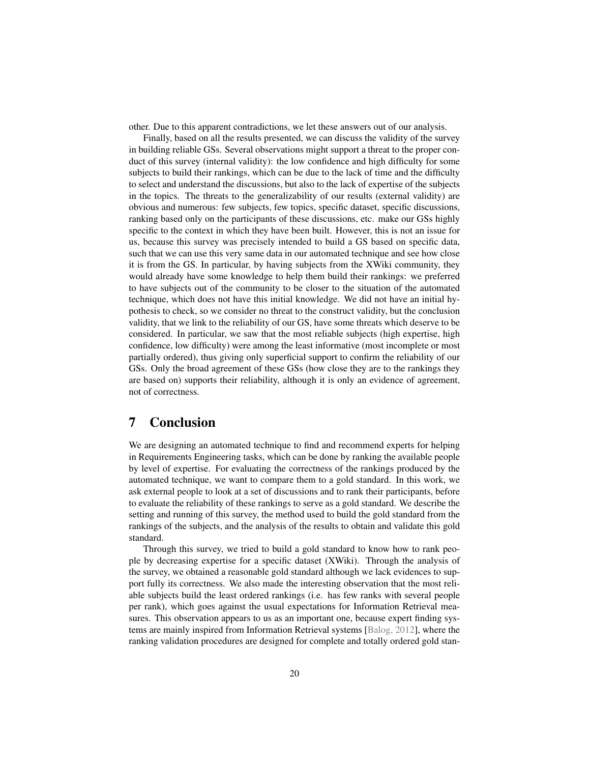other. Due to this apparent contradictions, we let these answers out of our analysis.

Finally, based on all the results presented, we can discuss the validity of the survey in building reliable GSs. Several observations might support a threat to the proper conduct of this survey (internal validity): the low confidence and high difficulty for some subjects to build their rankings, which can be due to the lack of time and the difficulty to select and understand the discussions, but also to the lack of expertise of the subjects in the topics. The threats to the generalizability of our results (external validity) are obvious and numerous: few subjects, few topics, specific dataset, specific discussions, ranking based only on the participants of these discussions, etc. make our GSs highly specific to the context in which they have been built. However, this is not an issue for us, because this survey was precisely intended to build a GS based on specific data, such that we can use this very same data in our automated technique and see how close it is from the GS. In particular, by having subjects from the XWiki community, they would already have some knowledge to help them build their rankings: we preferred to have subjects out of the community to be closer to the situation of the automated technique, which does not have this initial knowledge. We did not have an initial hypothesis to check, so we consider no threat to the construct validity, but the conclusion validity, that we link to the reliability of our GS, have some threats which deserve to be considered. In particular, we saw that the most reliable subjects (high expertise, high confidence, low difficulty) were among the least informative (most incomplete or most partially ordered), thus giving only superficial support to confirm the reliability of our GSs. Only the broad agreement of these GSs (how close they are to the rankings they are based on) supports their reliability, although it is only an evidence of agreement, not of correctness.

# 7 Conclusion

We are designing an automated technique to find and recommend experts for helping in Requirements Engineering tasks, which can be done by ranking the available people by level of expertise. For evaluating the correctness of the rankings produced by the automated technique, we want to compare them to a gold standard. In this work, we ask external people to look at a set of discussions and to rank their participants, before to evaluate the reliability of these rankings to serve as a gold standard. We describe the setting and running of this survey, the method used to build the gold standard from the rankings of the subjects, and the analysis of the results to obtain and validate this gold standard.

Through this survey, we tried to build a gold standard to know how to rank people by decreasing expertise for a specific dataset (XWiki). Through the analysis of the survey, we obtained a reasonable gold standard although we lack evidences to support fully its correctness. We also made the interesting observation that the most reliable subjects build the least ordered rankings (i.e. has few ranks with several people per rank), which goes against the usual expectations for Information Retrieval measures. This observation appears to us as an important one, because expert finding systems are mainly inspired from Information Retrieval systems [Balog, 2012], where the ranking validation procedures are designed for complete and totally ordered gold stan-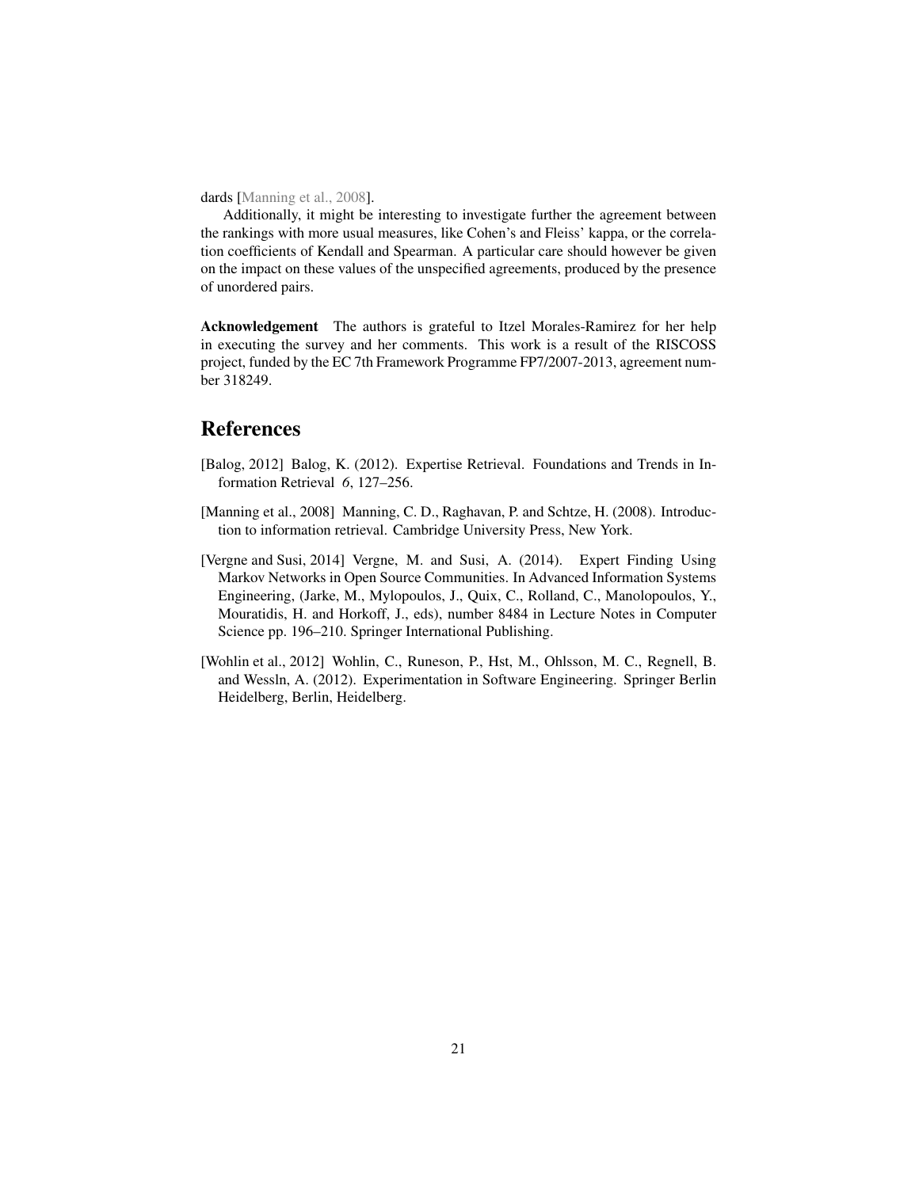dards [Manning et al., 2008].

Additionally, it might be interesting to investigate further the agreement between the rankings with more usual measures, like Cohen's and Fleiss' kappa, or the correlation coefficients of Kendall and Spearman. A particular care should however be given on the impact on these values of the unspecified agreements, produced by the presence of unordered pairs.

**Acknowledgement** The authors is grateful to Itzel Morales-Ramirez for her help in executing the survey and her comments. This work is a result of the RISCOSS project, funded by the EC 7th Framework Programme FP7/2007-2013, agreement number 318249.

## References

[Balog, 2012] Balog, K. (2012). Expertise Retrieval. Foundations and Trends in Information Retrieval *6*, 127–256.

[Manning et al., 2008] Manning, C. D., Raghavan, P. and Schtze, H. (2008). Introduction to information retrieval. Cambridge University Press, New York.

[Vergne and Susi, 2014] Vergne, M. and Susi, A. (2014). Expert Finding Using Markov Networks in Open Source Communities. In Advanced Information Systems Engineering, (Jarke, M., Mylopoulos, J., Quix, C., Rolland, C., Manolopoulos, Y., Mouratidis, H. and Horkoff, J., eds), number 8484 in Lecture Notes in Computer Science pp. 196–210. Springer International Publishing.

[Wohlin et al., 2012] Wohlin, C., Runeson, P., Hst, M., Ohlsson, M. C., Regnell, B. and Wessln, A. (2012). Experimentation in Software Engineering. Springer Berlin Heidelberg, Berlin, Heidelberg.